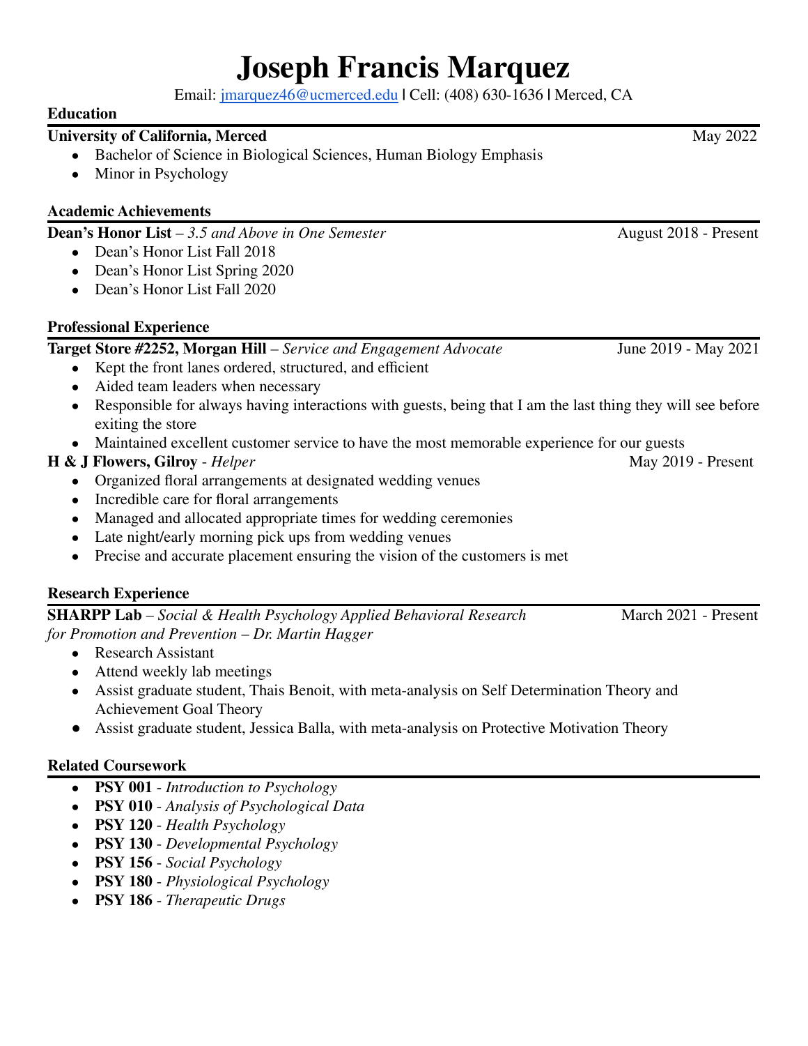# Joseph Francis Marquez

Email: [jmarquez46@ucmerced.edu](mailto:jmarquez46@ucmerced.edu) | Cell: (408) 630-1636 | Merced, CA

## Education

**University of California, Merced** — May 2022

- Bachelor of Science in Biological Sciences, Human Biology Emphasis
- Minor in Psychology

## Academic Achievements

**Dean's Honor List** – *3.5 and Above in One Semester* — August 2018 - Present

- Dean's Honor List Fall 2018
- Dean's Honor List Spring 2020
- Dean's Honor List Fall 2020

## Professional Experience

**Target Store #2252, Morgan Hill** – *Service and Engagement Advocate* — June 2019 - May 2021

- Kept the front lanes ordered, structured, and efficient
- Aided team leaders when necessary
- Responsible for always having interactions with guests, being that I am the last thing they will see before exiting the store
- Maintained excellent customer service to have the most memorable experience for our guests

**H & J Flowers, Gilroy** - *Helper* — May 2019 - Present

- Organized floral arrangements at designated wedding venues
- Incredible care for floral arrangements
- Managed and allocated appropriate times for wedding ceremonies
- Late night/early morning pick ups from wedding venues
- Precise and accurate placement ensuring the vision of the customers is met

## Research Experience

**SHARPP Lab** – *Social & Health Psychology Applied Behavioral Research for Promotion and Prevention – Dr. Martin Hagger* — March 2021 - Present

- Research Assistant
- Attend weekly lab meetings
- Assist graduate student, Thais Benoit, with meta-analysis on Self Determination Theory and Achievement Goal Theory
- Assist graduate student, Jessica Balla, with meta-analysis on Protective Motivation Theory

## Related Coursework

- **PSY 001** - *Introduction to Psychology*
- **PSY 010** - *Analysis of Psychological Data*
- **PSY 120** - *Health Psychology*
- **PSY 130** - *Developmental Psychology*
- **PSY 156** - *Social Psychology*
- **PSY 180** - *Physiological Psychology*
- **PSY 186** - *Therapeutic Drugs*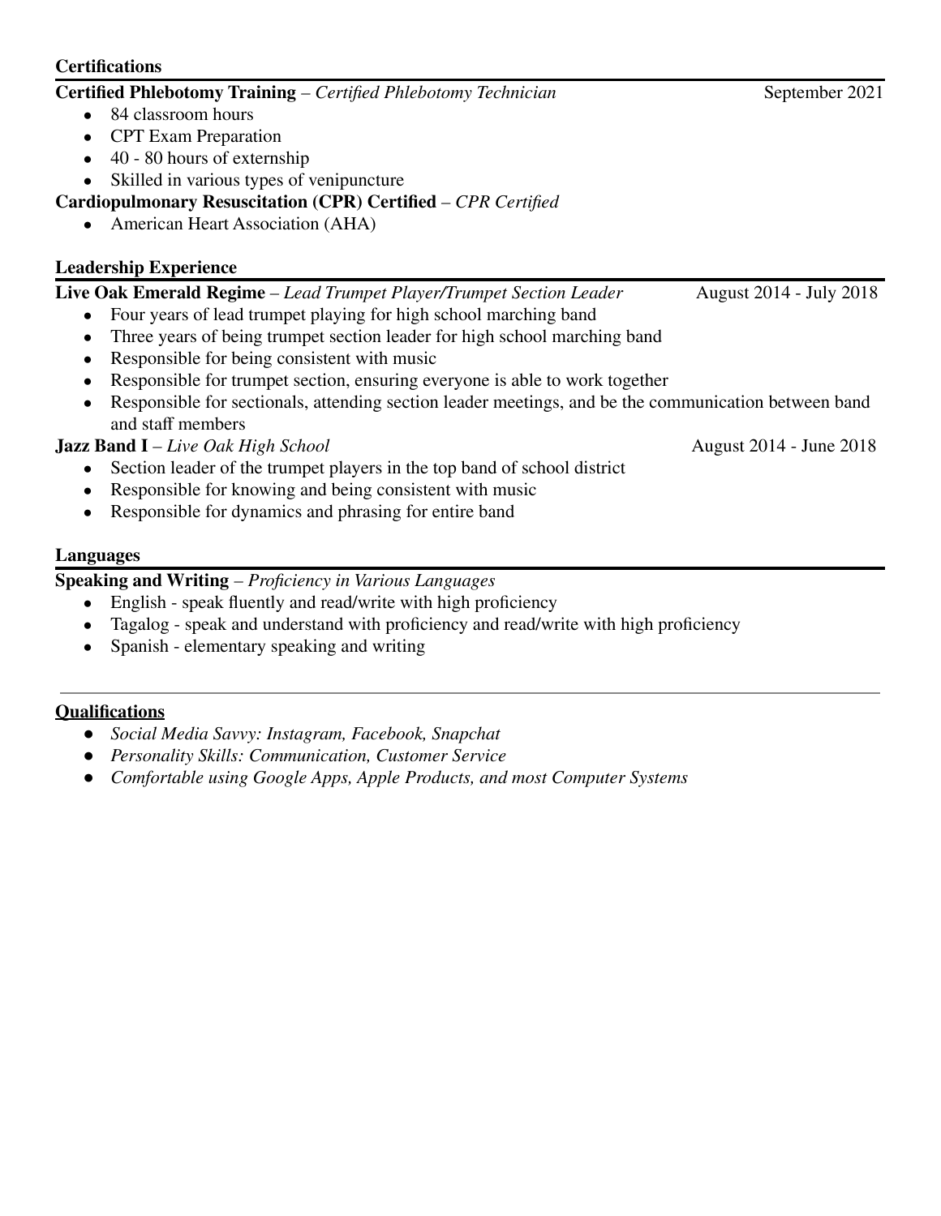## Certifications

**Certified Phlebotomy Training** – *Certified Phlebotomy Technician* September 2021

- 84 classroom hours
- CPT Exam Preparation
- 40 - 80 hours of externship
- Skilled in various types of venipuncture

**Cardiopulmonary Resuscitation (CPR) Certified** – *CPR Certified*

- American Heart Association (AHA)

## Leadership Experience

**Live Oak Emerald Regime** – *Lead Trumpet Player/Trumpet Section Leader* August 2014 - July 2018

- Four years of lead trumpet playing for high school marching band
- Three years of being trumpet section leader for high school marching band
- Responsible for being consistent with music
- Responsible for trumpet section, ensuring everyone is able to work together
- Responsible for sectionals, attending section leader meetings, and be the communication between band and staff members

**Jazz Band I** – *Live Oak High School* August 2014 - June 2018

- Section leader of the trumpet players in the top band of school district
- Responsible for knowing and being consistent with music
- Responsible for dynamics and phrasing for entire band

## Languages

**Speaking and Writing** – *Proficiency in Various Languages*

- English - speak fluently and read/write with high proficiency
- Tagalog - speak and understand with proficiency and read/write with high proficiency
- Spanish - elementary speaking and writing

---

## Qualifications

- *Social Media Savvy: Instagram, Facebook, Snapchat*
- *Personality Skills: Communication, Customer Service*
- *Comfortable using Google Apps, Apple Products, and most Computer Systems*